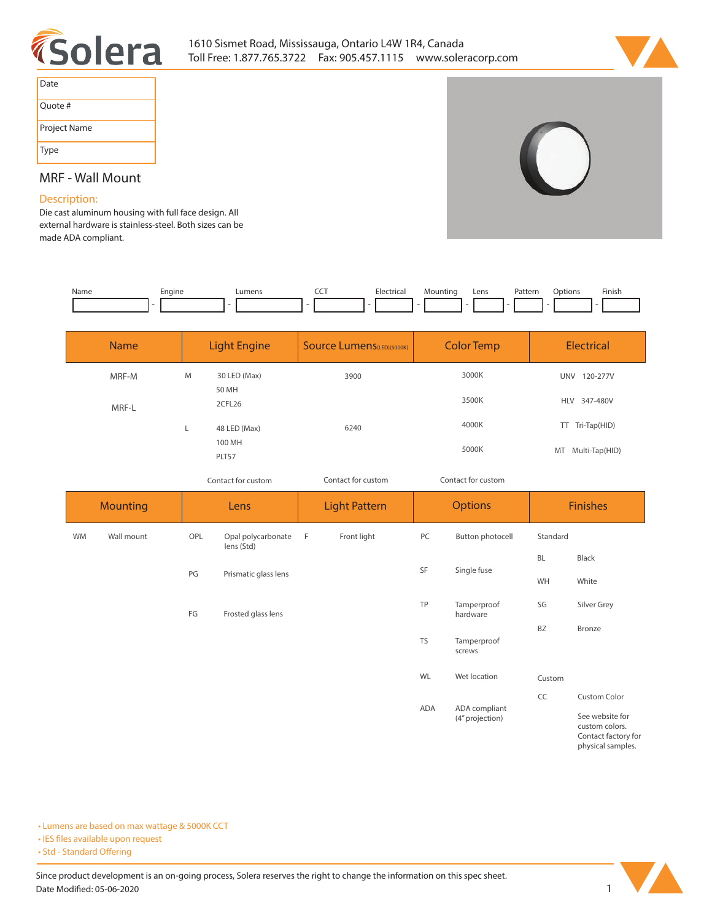Solera

1610 Sismet Road, Mississauga, Ontario L4W 1R4, Canada
Toll Free: 1.877.765.3722 Fax: 905.457.1115 www.soleracorp.com

| Date | |
|---|---|
| Quote # | |
| Project Name | |
| Type | |

## MRF - Wall Mount

### Description:

Die cast aluminum housing with full face design. All external hardware is stainless-steel. Both sizes can be made ADA compliant.

| Name | Engine | Lumens | CCT | Electrical | Mounting | Lens | Pattern | Options | Finish |
|---|---|---|---|---|---|---|---|---|---|
| | | | | | | | | | |

| Name | Light Engine | | Source Lumens(LED)(5000K) | Color Temp | Electrical |
|---|---|---|---|---|---|
| MRF-M | M | 30 LED (Max) | 3900 | 3000K | UNV 120-277V |
| | | 50 MH | | | |
| MRF-L | | 2CFL26 | | 3500K | HLV 347-480V |
| | L | 48 LED (Max) | 6240 | 4000K | TT Tri-Tap(HID) |
| | | 100 MH | | 5000K | MT Multi-Tap(HID) |
| | | PLT57 | | | |
| | | Contact for custom | Contact for custom | Contact for custom | |

| Mounting | | Lens | | Light Pattern | | Options | | Finishes | |
|---|---|---|---|---|---|---|---|---|---|
| WM | Wall mount | OPL | Opal polycarbonate lens (Std) | F | Front light | PC | Button photocell | Standard | |
| | | | | | | | | BL | Black |
| | | PG | Prismatic glass lens | | | SF | Single fuse | WH | White |
| | | FG | Frosted glass lens | | | TP | Tamperproof hardware | SG | Silver Grey |
| | | | | | | | | BZ | Bronze |
| | | | | | | TS | Tamperproof screws | | |
| | | | | | | WL | Wet location | Custom | |
| | | | | | | | | CC | Custom Color |
| | | | | | | ADA | ADA compliant (4" projection) | | See website for custom colors. Contact factory for physical samples. |

- Lumens are based on max wattage & 5000K CCT
- IES files available upon request
- Std - Standard Offering

Since product development is an on-going process, Solera reserves the right to change the information on this spec sheet.
Date Modified: 05-06-2020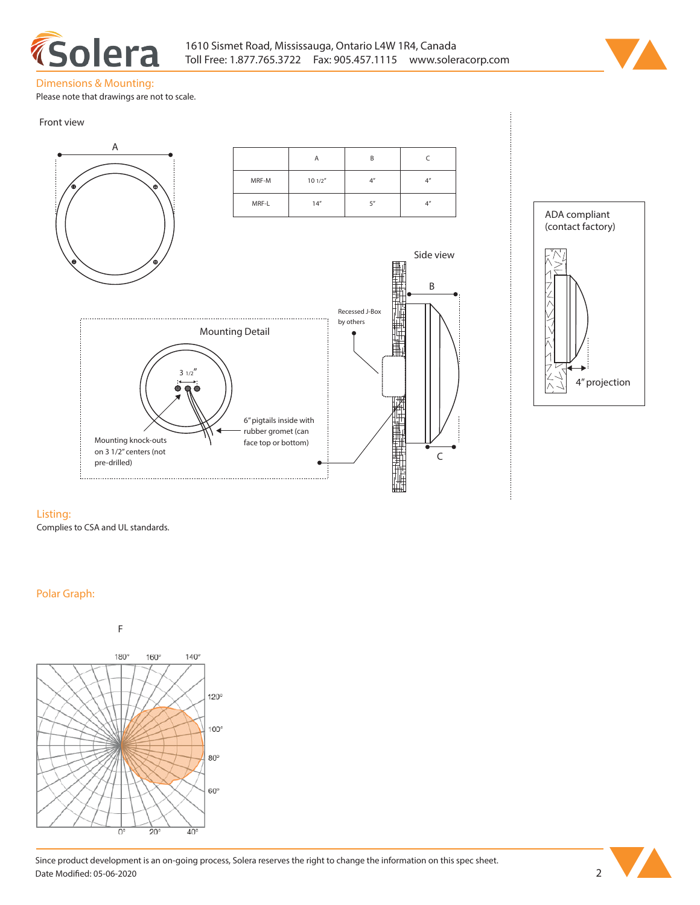## Dimensions & Mounting:

Please note that drawings are not to scale.

Front view

A

| | A | B | C |
|---|---|---|---|
| MRF-M | 10 1/2" | 4" | 4" |
| MRF-L | 14" | 5" | 4" |

Side view

B

Recessed J-Box by others

C

Mounting Detail

3 1/2"

Mounting knock-outs on 3 1/2" centers (not pre-drilled)

6" pigtails inside with rubber gromet (can face top or bottom)

ADA compliant (contact factory)

4" projection

## Listing:

Complies to CSA and UL standards.

## Polar Graph:

F

180° 160° 140°

120°

100°

80°

60°

0° 20° 40°

Since product development is an on-going process, Solera reserves the right to change the information on this spec sheet.

Date Modified: 05-06-2020